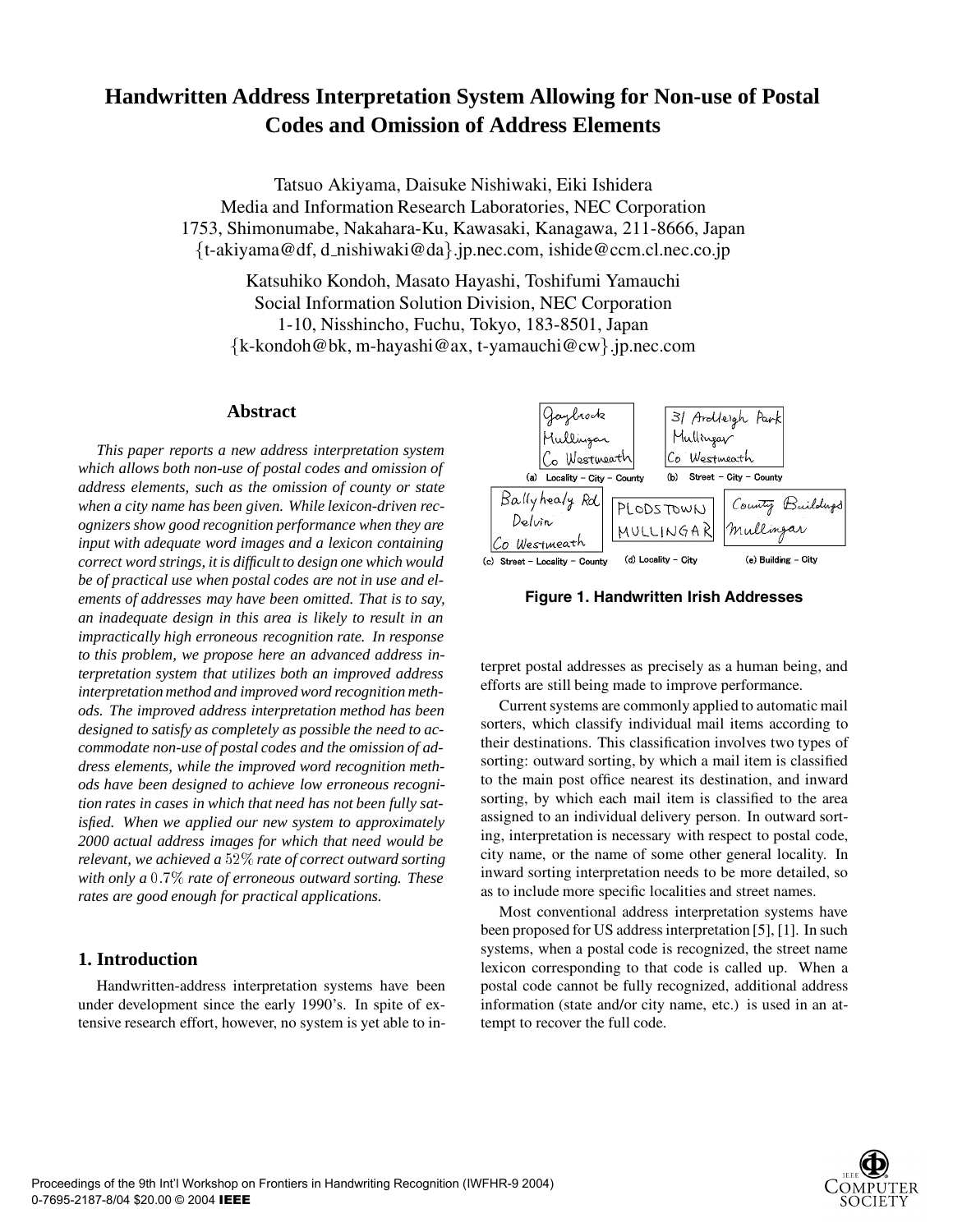# Handwritten Address Interpretation System Allowing for Non-use of Postal Codes and Omission of Address Elements

Tatsuo Akiyama, Daisuke Nishiwaki, Eiki Ishidera
Media and Information Research Laboratories, NEC Corporation
1753, Shimonumabe, Nakahara-Ku, Kawasaki, Kanagawa, 211-8666, Japan
{t-akiyama@df, d_nishiwaki@da}.jp.nec.com, ishide@ccm.cl.nec.co.jp

Katsuhiko Kondoh, Masato Hayashi, Toshifumi Yamauchi
Social Information Solution Division, NEC Corporation
1-10, Nisshincho, Fuchu, Tokyo, 183-8501, Japan
{k-kondoh@bk, m-hayashi@ax, t-yamauchi@cw}.jp.nec.com

## Abstract

*This paper reports a new address interpretation system which allows both non-use of postal codes and omission of address elements, such as the omission of county or state when a city name has been given. While lexicon-driven recognizers show good recognition performance when they are input with adequate word images and a lexicon containing correct word strings, it is difficult to design one which would be of practical use when postal codes are not in use and elements of addresses may have been omitted. That is to say, an inadequate design in this area is likely to result in an impractically high erroneous recognition rate. In response to this problem, we propose here an advanced address interpretation system that utilizes both an improved address interpretation method and improved word recognition methods. The improved address interpretation method has been designed to satisfy as completely as possible the need to accommodate non-use of postal codes and the omission of address elements, while the improved word recognition methods have been designed to achieve low erroneous recognition rates in cases in which that need has not been fully satisfied. When we applied our new system to approximately 2000 actual address images for which that need would be relevant, we achieved a $52\%$ rate of correct outward sorting with only a $0.7\%$ rate of erroneous outward sorting. These rates are good enough for practical applications.*

## 1. Introduction

Handwritten-address interpretation systems have been under development since the early 1990's. In spite of extensive research effort, however, no system is yet able to interpret postal addresses as precisely as a human being, and efforts are still being made to improve performance.

(a) Locality – City – County (b) Street – City – County (c) Street – Locality – County (d) Locality – City (e) Building – City

**Figure 1. Handwritten Irish Addresses**

Current systems are commonly applied to automatic mail sorters, which classify individual mail items according to their destinations. This classification involves two types of sorting: outward sorting, by which a mail item is classified to the main post office nearest its destination, and inward sorting, by which each mail item is classified to the area assigned to an individual delivery person. In outward sorting, interpretation is necessary with respect to postal code, city name, or the name of some other general locality. In inward sorting interpretation needs to be more detailed, so as to include more specific localities and street names.

Most conventional address interpretation systems have been proposed for US address interpretation [5], [1]. In such systems, when a postal code is recognized, the street name lexicon corresponding to that code is called up. When a postal code cannot be fully recognized, additional address information (state and/or city name, etc.) is used in an attempt to recover the full code.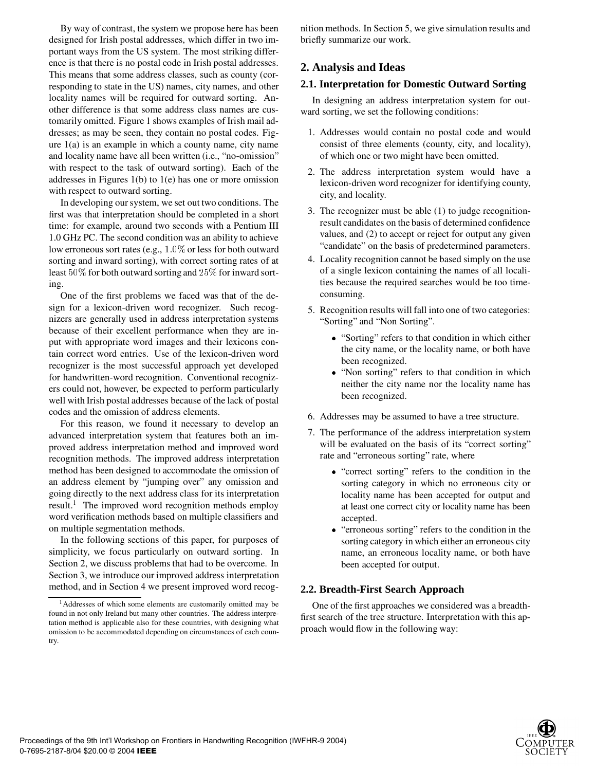By way of contrast, the system we propose here has been designed for Irish postal addresses, which differ in two important ways from the US system. The most striking difference is that there is no postal code in Irish postal addresses. This means that some address classes, such as county (corresponding to state in the US) names, city names, and other locality names will be required for outward sorting. Another difference is that some address class names are customarily omitted. Figure 1 shows examples of Irish mail addresses; as may be seen, they contain no postal codes. Figure 1(a) is an example in which a county name, city name and locality name have all been written (i.e., "no-omission" with respect to the task of outward sorting). Each of the addresses in Figures 1(b) to 1(e) has one or more omission with respect to outward sorting.

In developing our system, we set out two conditions. The first was that interpretation should be completed in a short time: for example, around two seconds with a Pentium III 1.0 GHz PC. The second condition was an ability to achieve low erroneous sort rates (e.g., $1.0\%$ or less for both outward sorting and inward sorting), with correct sorting rates of at least $50\%$ for both outward sorting and $25\%$ for inward sorting.

One of the first problems we faced was that of the design for a lexicon-driven word recognizer. Such recognizers are generally used in address interpretation systems because of their excellent performance when they are input with appropriate word images and their lexicons contain correct word entries. Use of the lexicon-driven word recognizer is the most successful approach yet developed for handwritten-word recognition. Conventional recognizers could not, however, be expected to perform particularly well with Irish postal addresses because of the lack of postal codes and the omission of address elements.

For this reason, we found it necessary to develop an advanced interpretation system that features both an improved address interpretation method and improved word recognition methods. The improved address interpretation method has been designed to accommodate the omission of an address element by "jumping over" any omission and going directly to the next address class for its interpretation result.[1] The improved word recognition methods employ word verification methods based on multiple classifiers and on multiple segmentation methods.

In the following sections of this paper, for purposes of simplicity, we focus particularly on outward sorting. In Section 2, we discuss problems that had to be overcome. In Section 3, we introduce our improved address interpretation method, and in Section 4 we present improved word recognition methods. In Section 5, we give simulation results and briefly summarize our work.

[1] Addresses of which some elements are customarily omitted may be found in not only Ireland but many other countries. The address interpretation method is applicable also for these countries, with designing what omission to be accommodated depending on circumstances of each country.

## 2. Analysis and Ideas

### 2.1. Interpretation for Domestic Outward Sorting

In designing an address interpretation system for outward sorting, we set the following conditions:

1. Addresses would contain no postal code and would consist of three elements (county, city, and locality), of which one or two might have been omitted.
2. The address interpretation system would have a lexicon-driven word recognizer for identifying county, city, and locality.
3. The recognizer must be able (1) to judge recognition-result candidates on the basis of determined confidence values, and (2) to accept or reject for output any given "candidate" on the basis of predetermined parameters.
4. Locality recognition cannot be based simply on the use of a single lexicon containing the names of all localities because the required searches would be too time-consuming.
5. Recognition results will fall into one of two categories: "Sorting" and "Non Sorting".
   - "Sorting" refers to that condition in which either the city name, or the locality name, or both have been recognized.
   - "Non sorting" refers to that condition in which neither the city name nor the locality name has been recognized.
6. Addresses may be assumed to have a tree structure.
7. The performance of the address interpretation system will be evaluated on the basis of its "correct sorting" rate and "erroneous sorting" rate, where
   - "correct sorting" refers to the condition in the sorting category in which no erroneous city or locality name has been accepted for output and at least one correct city or locality name has been accepted.
   - "erroneous sorting" refers to the condition in the sorting category in which either an erroneous city name, an erroneous locality name, or both have been accepted for output.

### 2.2. Breadth-First Search Approach

One of the first approaches we considered was a breadth-first search of the tree structure. Interpretation with this approach would flow in the following way: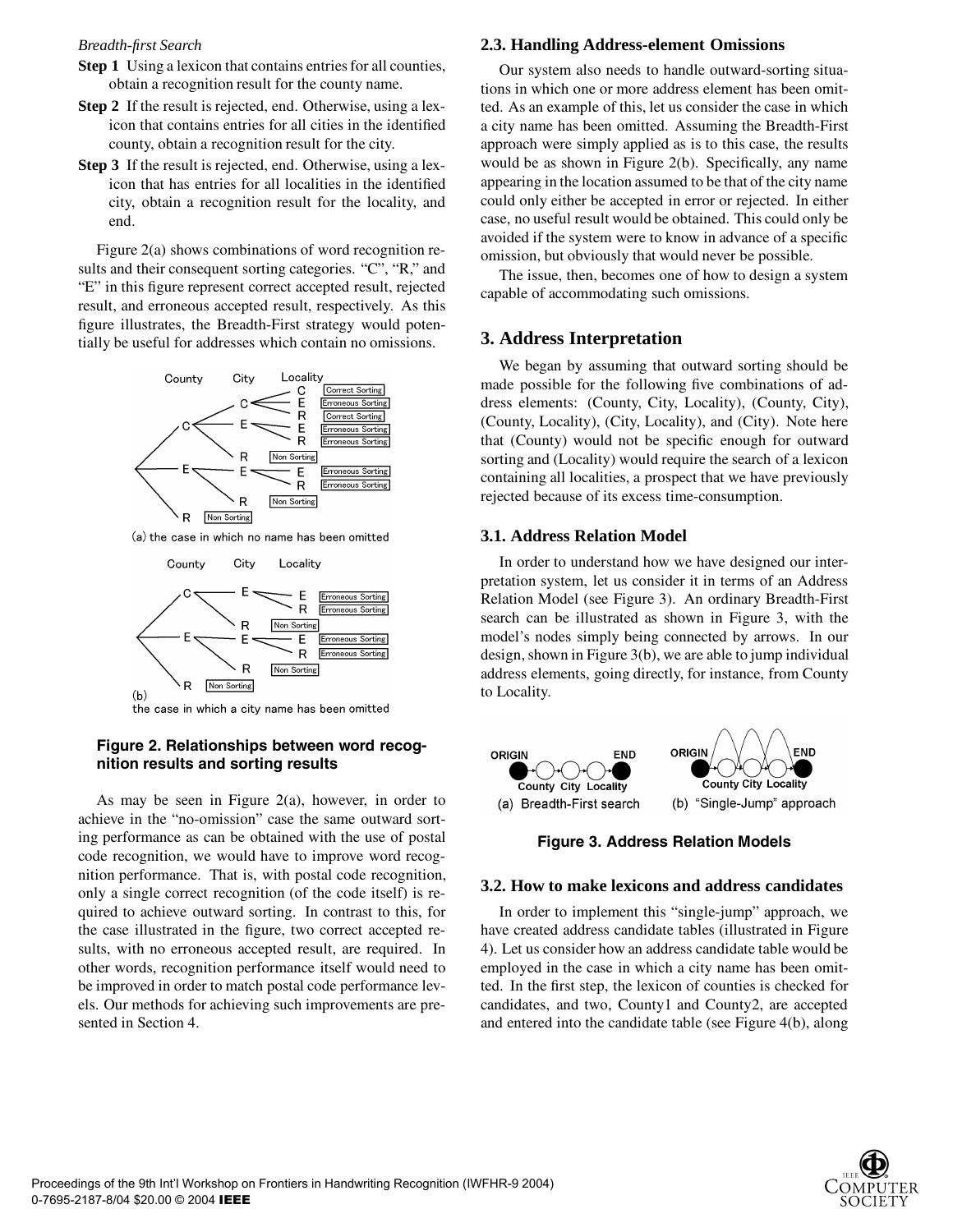*Breadth-first Search*

**Step 1** Using a lexicon that contains entries for all counties, obtain a recognition result for the county name.

**Step 2** If the result is rejected, end. Otherwise, using a lexicon that contains entries for all cities in the identified county, obtain a recognition result for the city.

**Step 3** If the result is rejected, end. Otherwise, using a lexicon that has entries for all localities in the identified city, obtain a recognition result for the locality, and end.

Figure 2(a) shows combinations of word recognition results and their consequent sorting categories. "C", "R," and "E" in this figure represent correct accepted result, rejected result, and erroneous accepted result, respectively. As this figure illustrates, the Breadth-First strategy would potentially be useful for addresses which contain no omissions.

County City Locality
C Correct Sorting
C E Erroneous Sorting
R Correct Sorting
C E E Erroneous Sorting
R Erroneous Sorting
R Non Sorting
E E E Erroneous Sorting
R Erroneous Sorting
R Non Sorting
R Non Sorting

(a) the case in which no name has been omitted

County City Locality
C E E Erroneous Sorting
R Erroneous Sorting
R Non Sorting
E E E Erroneous Sorting
R Erroneous Sorting
R Non Sorting
R Non Sorting

(b) the case in which a city name has been omitted

**Figure 2. Relationships between word recognition results and sorting results**

As may be seen in Figure 2(a), however, in order to achieve in the "no-omission" case the same outward sorting performance as can be obtained with the use of postal code recognition, we would have to improve word recognition performance. That is, with postal code recognition, only a single correct recognition (of the code itself) is required to achieve outward sorting. In contrast to this, for the case illustrated in the figure, two correct accepted results, with no erroneous accepted result, are required. In other words, recognition performance itself would need to be improved in order to match postal code performance levels. Our methods for achieving such improvements are presented in Section 4.

### 2.3. Handling Address-element Omissions

Our system also needs to handle outward-sorting situations in which one or more address element has been omitted. As an example of this, let us consider the case in which a city name has been omitted. Assuming the Breadth-First approach were simply applied as is to this case, the results would be as shown in Figure 2(b). Specifically, any name appearing in the location assumed to be that of the city name could only either be accepted in error or rejected. In either case, no useful result would be obtained. This could only be avoided if the system were to know in advance of a specific omission, but obviously that would never be possible.

The issue, then, becomes one of how to design a system capable of accommodating such omissions.

## 3. Address Interpretation

We began by assuming that outward sorting should be made possible for the following five combinations of address elements: (County, City, Locality), (County, City), (County, Locality), (City, Locality), and (City). Note here that (County) would not be specific enough for outward sorting and (Locality) would require the search of a lexicon containing all localities, a prospect that we have previously rejected because of its excess time-consumption.

### 3.1. Address Relation Model

In order to understand how we have designed our interpretation system, let us consider it in terms of an Address Relation Model (see Figure 3). An ordinary Breadth-First search can be illustrated as shown in Figure 3, with the model's nodes simply being connected by arrows. In our design, shown in Figure 3(b), we are able to jump individual address elements, going directly, for instance, from County to Locality.

ORIGIN END
County City Locality
(a) Breadth-First search

ORIGIN END
County City Locality
(b) "Single-Jump" approach

**Figure 3. Address Relation Models**

### 3.2. How to make lexicons and address candidates

In order to implement this "single-jump" approach, we have created address candidate tables (illustrated in Figure 4). Let us consider how an address candidate table would be employed in the case in which a city name has been omitted. In the first step, the lexicon of counties is checked for candidates, and two, County1 and County2, are accepted and entered into the candidate table (see Figure 4(b), along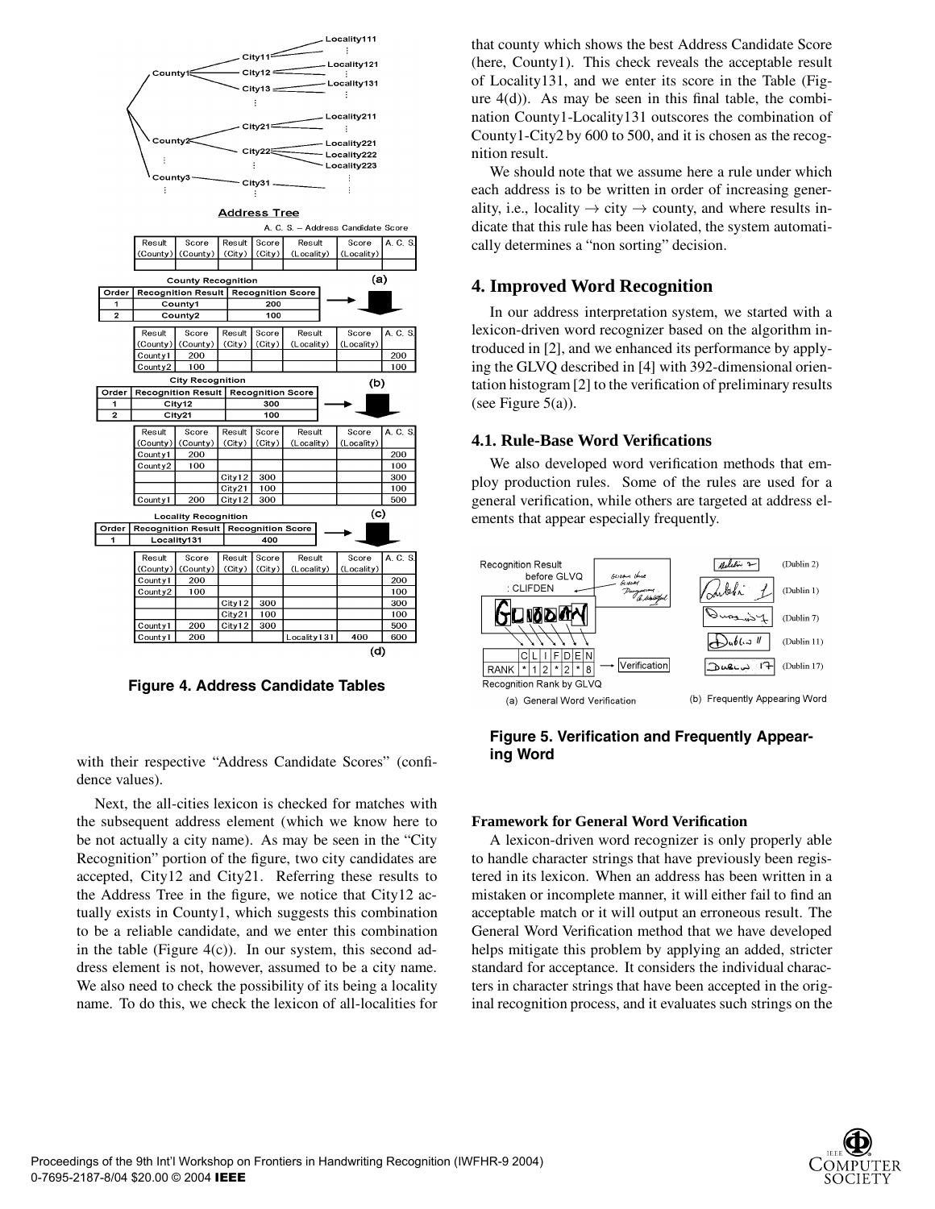**Figure 4. Address Candidate Tables**

with their respective "Address Candidate Scores" (confidence values).

Next, the all-cities lexicon is checked for matches with the subsequent address element (which we know here to be not actually a city name). As may be seen in the "City Recognition" portion of the figure, two city candidates are accepted, City12 and City21. Referring these results to the Address Tree in the figure, we notice that City12 actually exists in County1, which suggests this combination to be a reliable candidate, and we enter this combination in the table (Figure 4(c)). In our system, this second address element is not, however, assumed to be a city name. We also need to check the possibility of its being a locality name. To do this, we check the lexicon of all-localities for that county which shows the best Address Candidate Score (here, County1). This check reveals the acceptable result of Locality131, and we enter its score in the Table (Figure 4(d)). As may be seen in this final table, the combination County1-Locality131 outscores the combination of County1-City2 by 600 to 500, and it is chosen as the recognition result.

We should note that we assume here a rule under which each address is to be written in order of increasing generality, i.e., locality $\rightarrow$ city $\rightarrow$ county, and where results indicate that this rule has been violated, the system automatically determines a "non sorting" decision.

## 4. Improved Word Recognition

In our address interpretation system, we started with a lexicon-driven word recognizer based on the algorithm introduced in [2], and we enhanced its performance by applying the GLVQ described in [4] with 392-dimensional orientation histogram [2] to the verification of preliminary results (see Figure 5(a)).

### 4.1. Rule-Base Word Verifications

We also developed word verification methods that employ production rules. Some of the rules are used for a general verification, while others are targeted at address elements that appear especially frequently.

**Figure 5. Verification and Frequently Appearing Word**

**Framework for General Word Verification**

A lexicon-driven word recognizer is only properly able to handle character strings that have previously been registered in its lexicon. When an address has been written in a mistaken or incomplete manner, it will either fail to find an acceptable match or it will output an erroneous result. The General Word Verification method that we have developed helps mitigate this problem by applying an added, stricter standard for acceptance. It considers the individual characters in character strings that have been accepted in the original recognition process, and it evaluates such strings on the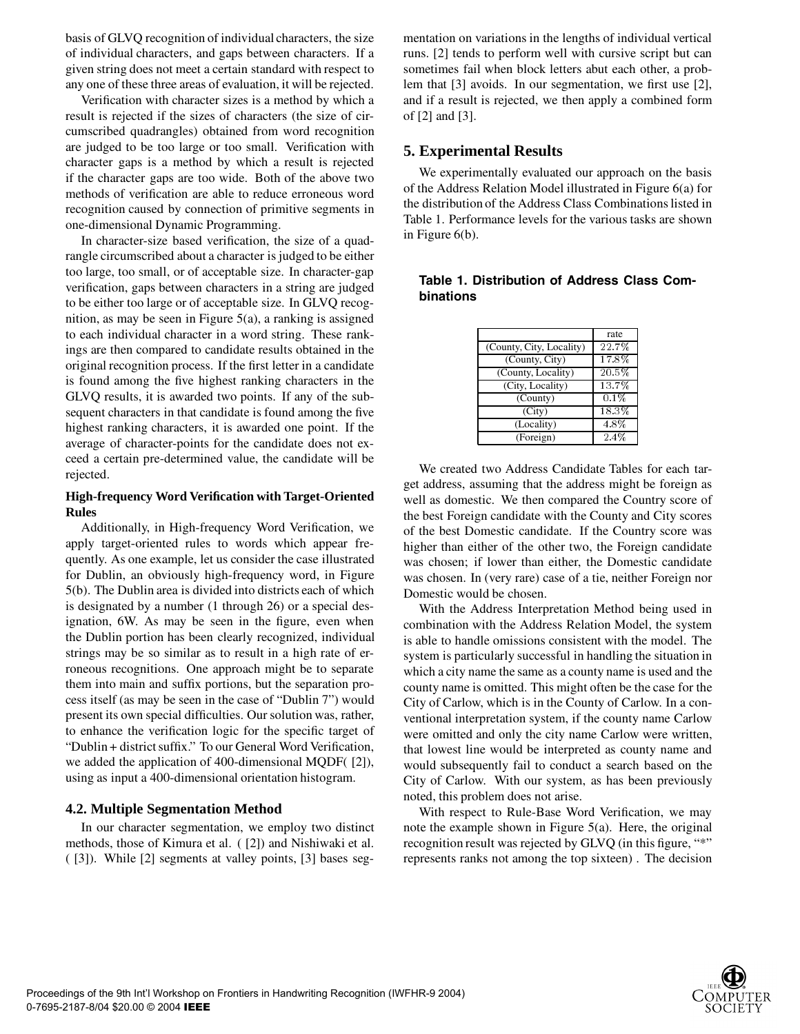basis of GLVQ recognition of individual characters, the size of individual characters, and gaps between characters. If a given string does not meet a certain standard with respect to any one of these three areas of evaluation, it will be rejected.

Verification with character sizes is a method by which a result is rejected if the sizes of characters (the size of circumscribed quadrangles) obtained from word recognition are judged to be too large or too small. Verification with character gaps is a method by which a result is rejected if the character gaps are too wide. Both of the above two methods of verification are able to reduce erroneous word recognition caused by connection of primitive segments in one-dimensional Dynamic Programming.

In character-size based verification, the size of a quadrangle circumscribed about a character is judged to be either too large, too small, or of acceptable size. In character-gap verification, gaps between characters in a string are judged to be either too large or of acceptable size. In GLVQ recognition, as may be seen in Figure 5(a), a ranking is assigned to each individual character in a word string. These rankings are then compared to candidate results obtained in the original recognition process. If the first letter in a candidate is found among the five highest ranking characters in the GLVQ results, it is awarded two points. If any of the subsequent characters in that candidate is found among the five highest ranking characters, it is awarded one point. If the average of character-points for the candidate does not exceed a certain pre-determined value, the candidate will be rejected.

**High-frequency Word Verification with Target-Oriented Rules**

Additionally, in High-frequency Word Verification, we apply target-oriented rules to words which appear frequently. As one example, let us consider the case illustrated for Dublin, an obviously high-frequency word, in Figure 5(b). The Dublin area is divided into districts each of which is designated by a number (1 through 26) or a special designation, 6W. As may be seen in the figure, even when the Dublin portion has been clearly recognized, individual strings may be so similar as to result in a high rate of erroneous recognitions. One approach might be to separate them into main and suffix portions, but the separation process itself (as may be seen in the case of "Dublin 7") would present its own special difficulties. Our solution was, rather, to enhance the verification logic for the specific target of "Dublin + district suffix." To our General Word Verification, we added the application of 400-dimensional MQDF( [2]), using as input a 400-dimensional orientation histogram.

### 4.2. Multiple Segmentation Method

In our character segmentation, we employ two distinct methods, those of Kimura et al. ( [2]) and Nishiwaki et al. ( [3]). While [2] segments at valley points, [3] bases segmentation on variations in the lengths of individual vertical runs. [2] tends to perform well with cursive script but can sometimes fail when block letters abut each other, a problem that [3] avoids. In our segmentation, we first use [2], and if a result is rejected, we then apply a combined form of [2] and [3].

## 5. Experimental Results

We experimentally evaluated our approach on the basis of the Address Relation Model illustrated in Figure 6(a) for the distribution of the Address Class Combinations listed in Table 1. Performance levels for the various tasks are shown in Figure 6(b).

**Table 1. Distribution of Address Class Combinations**

| | rate |
|---|---|
| (County, City, Locality) | 22.7% |
| (County, City) | 17.8% |
| (County, Locality) | 20.5% |
| (City, Locality) | 13.7% |
| (County) | 0.1% |
| (City) | 18.3% |
| (Locality) | 4.8% |
| (Foreign) | 2.4% |

We created two Address Candidate Tables for each target address, assuming that the address might be foreign as well as domestic. We then compared the Country score of the best Foreign candidate with the County and City scores of the best Domestic candidate. If the Country score was higher than either of the other two, the Foreign candidate was chosen; if lower than either, the Domestic candidate was chosen. In (very rare) case of a tie, neither Foreign nor Domestic would be chosen.

With the Address Interpretation Method being used in combination with the Address Relation Model, the system is able to handle omissions consistent with the model. The system is particularly successful in handling the situation in which a city name the same as a county name is used and the county name is omitted. This might often be the case for the City of Carlow, which is in the County of Carlow. In a conventional interpretation system, if the county name Carlow were omitted and only the city name Carlow were written, that lowest line would be interpreted as county name and would subsequently fail to conduct a search based on the City of Carlow. With our system, as has been previously noted, this problem does not arise.

With respect to Rule-Base Word Verification, we may note the example shown in Figure 5(a). Here, the original recognition result was rejected by GLVQ (in this figure, "*" represents ranks not among the top sixteen) . The decision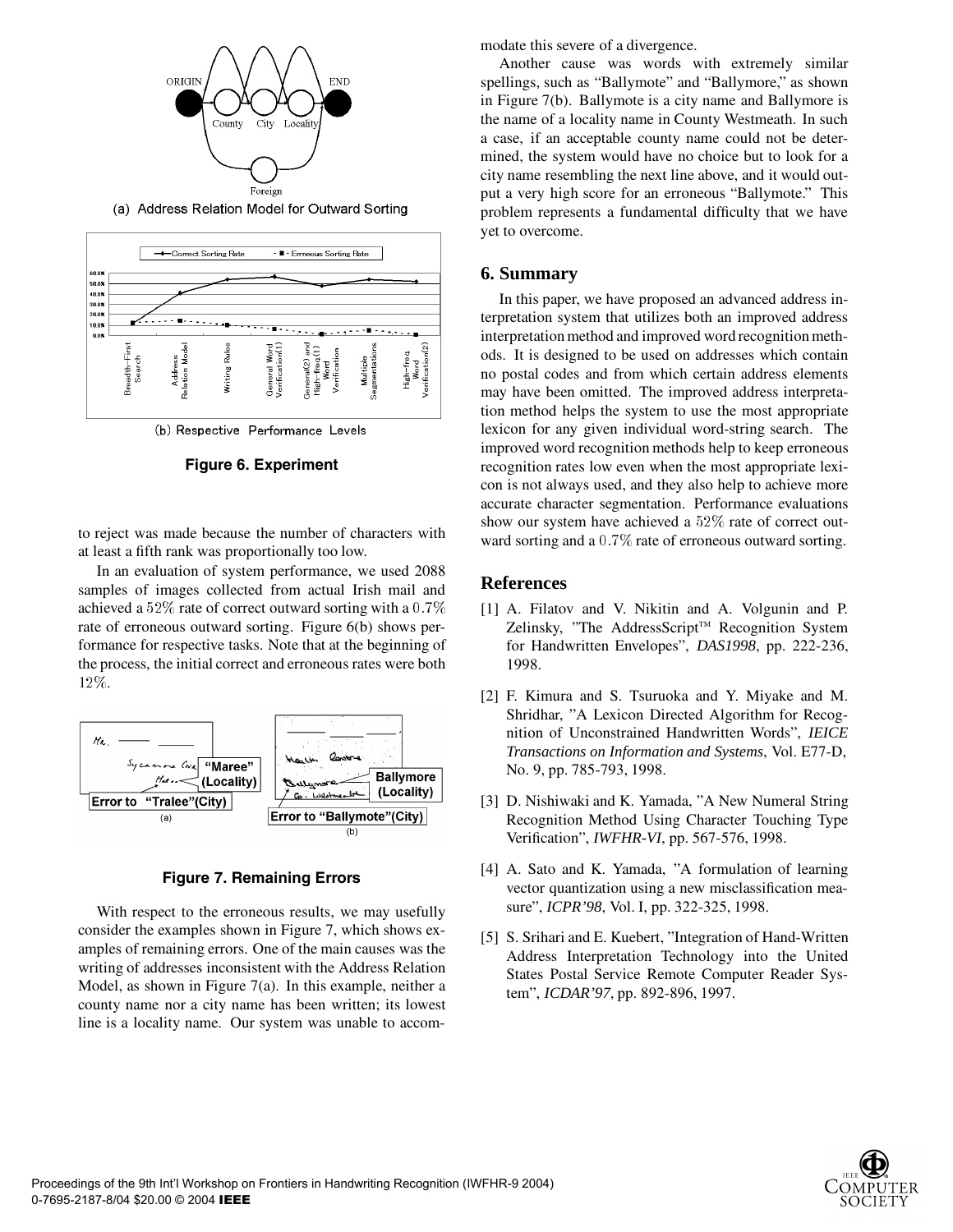ORIGIN

END

County City Locality

Foreign

(a) Address Relation Model for Outward Sorting

Correct Sorting Rate

Erroneous Sorting Rate

60.0%
50.0%
40.0%
30.0%
20.0%
10.0%
0.0%

Breadth-First Search

Address Relation Model

Writing Rules

General Word Verification(1)

General(2) and High-freq.(1) Word Verification

Multiple Segmentations

High-freq. Word Verification(2)

(b) Respective Performance Levels

**Figure 6. Experiment**

to reject was made because the number of characters with at least a fifth rank was proportionally too low.

In an evaluation of system performance, we used 2088 samples of images collected from actual Irish mail and achieved a $52\%$ rate of correct outward sorting with a $0.7\%$ rate of erroneous outward sorting. Figure 6(b) shows performance for respective tasks. Note that at the beginning of the process, the initial correct and erroneous rates were both $12\%$.

"Maree" (Locality)

Error to "Tralee"(City)

(a)

Ballymore (Locality)

Error to "Ballymote"(City)

(b)

**Figure 7. Remaining Errors**

With respect to the erroneous results, we may usefully consider the examples shown in Figure 7, which shows examples of remaining errors. One of the main causes was the writing of addresses inconsistent with the Address Relation Model, as shown in Figure 7(a). In this example, neither a county name nor a city name has been written; its lowest line is a locality name. Our system was unable to accommodate this severe of a divergence.

Another cause was words with extremely similar spellings, such as "Ballymote" and "Ballymore," as shown in Figure 7(b). Ballymote is a city name and Ballymore is the name of a locality name in County Westmeath. In such a case, if an acceptable county name could not be determined, the system would have no choice but to look for a city name resembling the next line above, and it would output a very high score for an erroneous "Ballymote." This problem represents a fundamental difficulty that we have yet to overcome.

## 6. Summary

In this paper, we have proposed an advanced address interpretation system that utilizes both an improved address interpretation method and improved word recognition methods. It is designed to be used on addresses which contain no postal codes and from which certain address elements may have been omitted. The improved address interpretation method helps the system to use the most appropriate lexicon for any given individual word-string search. The improved word recognition methods help to keep erroneous recognition rates low even when the most appropriate lexicon is not always used, and they also help to achieve more accurate character segmentation. Performance evaluations show our system have achieved a $52\%$ rate of correct outward sorting and a $0.7\%$ rate of erroneous outward sorting.

## References

[1] A. Filatov and V. Nikitin and A. Volgunin and P. Zelinsky, "The AddressScript™ Recognition System for Handwritten Envelopes", *DAS1998*, pp. 222-236, 1998.

[2] F. Kimura and S. Tsuruoka and Y. Miyake and M. Shridhar, "A Lexicon Directed Algorithm for Recognition of Unconstrained Handwritten Words", *IEICE Transactions on Information and Systems*, Vol. E77-D, No. 9, pp. 785-793, 1998.

[3] D. Nishiwaki and K. Yamada, "A New Numeral String Recognition Method Using Character Touching Type Verification", *IWFHR-VI*, pp. 567-576, 1998.

[4] A. Sato and K. Yamada, "A formulation of learning vector quantization using a new misclassification measure", *ICPR'98*, Vol. I, pp. 322-325, 1998.

[5] S. Srihari and E. Kuebert, "Integration of Hand-Written Address Interpretation Technology into the United States Postal Service Remote Computer Reader System", *ICDAR'97*, pp. 892-896, 1997.